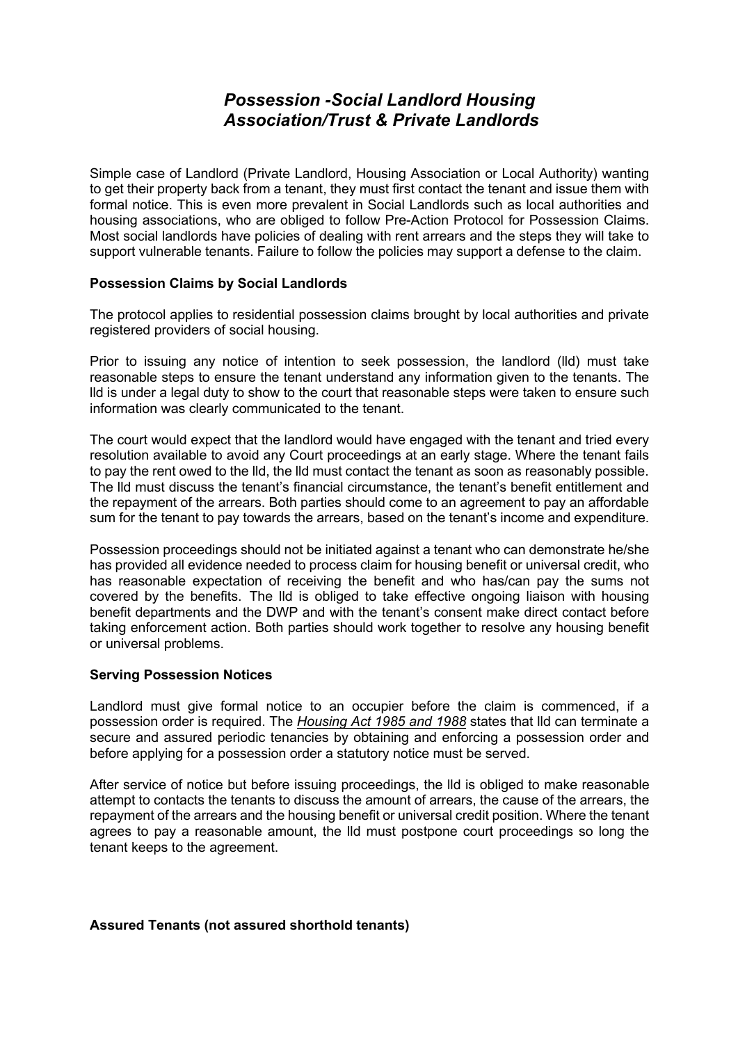# *Possession -Social Landlord Housing Association/Trust & Private Landlords*

Simple case of Landlord (Private Landlord, Housing Association or Local Authority) wanting to get their property back from a tenant, they must first contact the tenant and issue them with formal notice. This is even more prevalent in Social Landlords such as local authorities and housing associations, who are obliged to follow Pre-Action Protocol for Possession Claims. Most social landlords have policies of dealing with rent arrears and the steps they will take to support vulnerable tenants. Failure to follow the policies may support a defense to the claim.

**Possession Claims by Social Landlords**

The protocol applies to residential possession claims brought by local authorities and private registered providers of social housing.

Prior to issuing any notice of intention to seek possession, the landlord (lld) must take reasonable steps to ensure the tenant understand any information given to the tenants. The lld is under a legal duty to show to the court that reasonable steps were taken to ensure such information was clearly communicated to the tenant.

The court would expect that the landlord would have engaged with the tenant and tried every resolution available to avoid any Court proceedings at an early stage. Where the tenant fails to pay the rent owed to the lld, the lld must contact the tenant as soon as reasonably possible. The lld must discuss the tenant's financial circumstance, the tenant's benefit entitlement and the repayment of the arrears. Both parties should come to an agreement to pay an affordable sum for the tenant to pay towards the arrears, based on the tenant's income and expenditure.

Possession proceedings should not be initiated against a tenant who can demonstrate he/she has provided all evidence needed to process claim for housing benefit or universal credit, who has reasonable expectation of receiving the benefit and who has/can pay the sums not covered by the benefits. The lld is obliged to take effective ongoing liaison with housing benefit departments and the DWP and with the tenant's consent make direct contact before taking enforcement action. Both parties should work together to resolve any housing benefit or universal problems.

**Serving Possession Notices**

Landlord must give formal notice to an occupier before the claim is commenced, if a possession order is required. The *Housing Act 1985 and 1988* states that lld can terminate a secure and assured periodic tenancies by obtaining and enforcing a possession order and before applying for a possession order a statutory notice must be served.

After service of notice but before issuing proceedings, the lld is obliged to make reasonable attempt to contacts the tenants to discuss the amount of arrears, the cause of the arrears, the repayment of the arrears and the housing benefit or universal credit position. Where the tenant agrees to pay a reasonable amount, the lld must postpone court proceedings so long the tenant keeps to the agreement.

**Assured Tenants (not assured shorthold tenants)**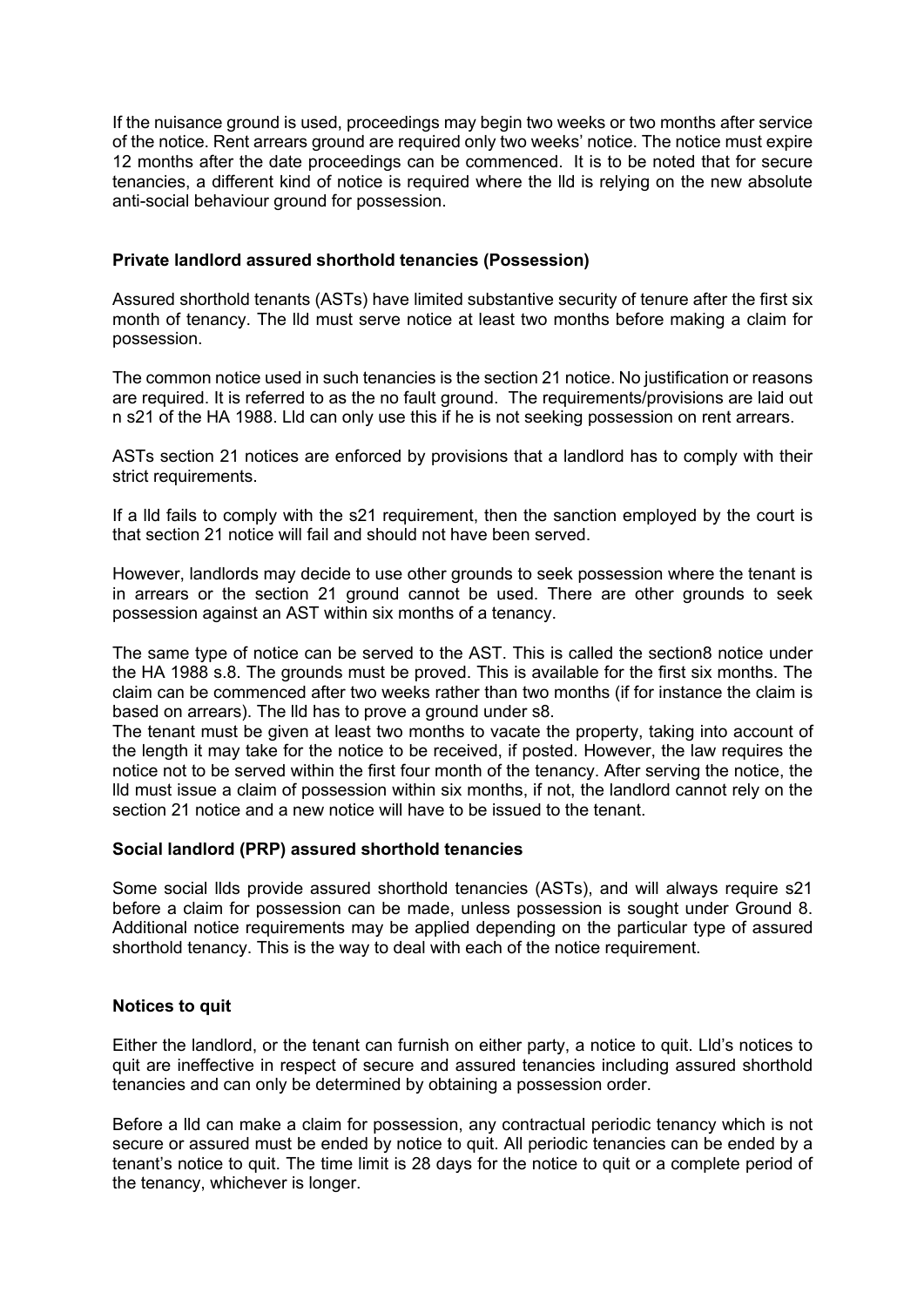If the nuisance ground is used, proceedings may begin two weeks or two months after service of the notice. Rent arrears ground are required only two weeks' notice. The notice must expire 12 months after the date proceedings can be commenced. It is to be noted that for secure tenancies, a different kind of notice is required where the lld is relying on the new absolute anti-social behaviour ground for possession.

**Private landlord assured shorthold tenancies (Possession)**

Assured shorthold tenants (ASTs) have limited substantive security of tenure after the first six month of tenancy. The lld must serve notice at least two months before making a claim for possession.

The common notice used in such tenancies is the section 21 notice. No justification or reasons are required. It is referred to as the no fault ground. The requirements/provisions are laid out n s21 of the HA 1988. Lld can only use this if he is not seeking possession on rent arrears.

ASTs section 21 notices are enforced by provisions that a landlord has to comply with their strict requirements.

If a lld fails to comply with the s21 requirement, then the sanction employed by the court is that section 21 notice will fail and should not have been served.

However, landlords may decide to use other grounds to seek possession where the tenant is in arrears or the section 21 ground cannot be used. There are other grounds to seek possession against an AST within six months of a tenancy.

The same type of notice can be served to the AST. This is called the section8 notice under the HA 1988 s.8. The grounds must be proved. This is available for the first six months. The claim can be commenced after two weeks rather than two months (if for instance the claim is based on arrears). The lld has to prove a ground under s8.
The tenant must be given at least two months to vacate the property, taking into account of the length it may take for the notice to be received, if posted. However, the law requires the notice not to be served within the first four month of the tenancy. After serving the notice, the lld must issue a claim of possession within six months, if not, the landlord cannot rely on the section 21 notice and a new notice will have to be issued to the tenant.

**Social landlord (PRP) assured shorthold tenancies**

Some social llds provide assured shorthold tenancies (ASTs), and will always require s21 before a claim for possession can be made, unless possession is sought under Ground 8. Additional notice requirements may be applied depending on the particular type of assured shorthold tenancy. This is the way to deal with each of the notice requirement.

**Notices to quit**

Either the landlord, or the tenant can furnish on either party, a notice to quit. Lld's notices to quit are ineffective in respect of secure and assured tenancies including assured shorthold tenancies and can only be determined by obtaining a possession order.

Before a lld can make a claim for possession, any contractual periodic tenancy which is not secure or assured must be ended by notice to quit. All periodic tenancies can be ended by a tenant's notice to quit. The time limit is 28 days for the notice to quit or a complete period of the tenancy, whichever is longer.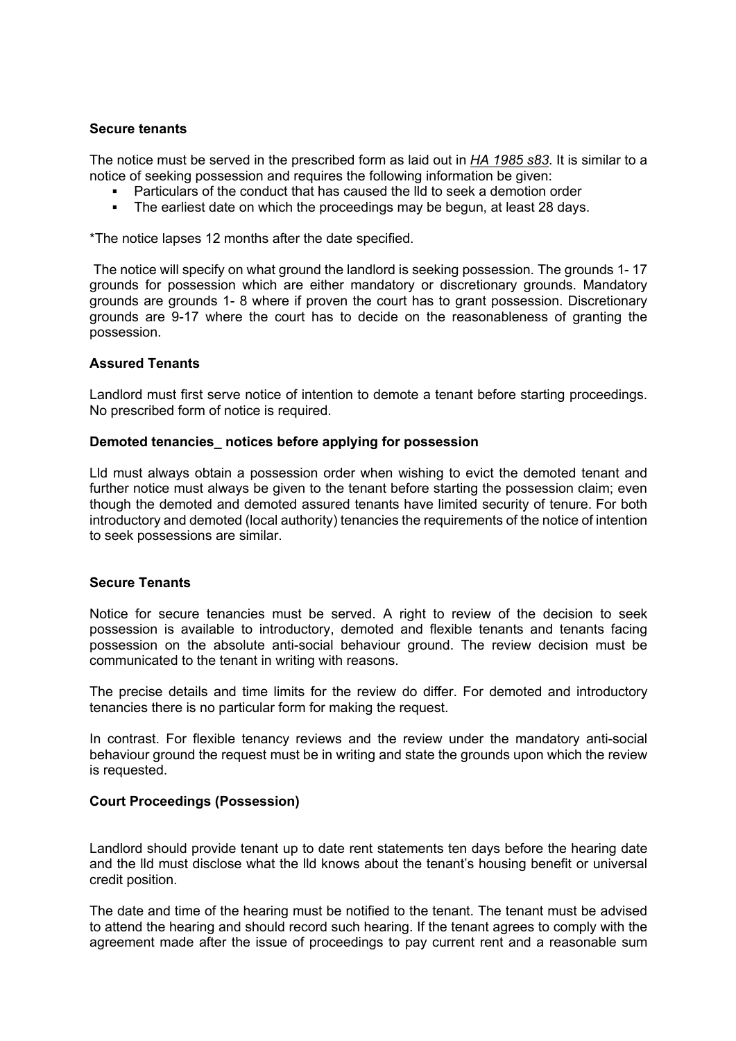**Secure tenants**

The notice must be served in the prescribed form as laid out in *HA 1985 s83*. It is similar to a notice of seeking possession and requires the following information be given:

- Particulars of the conduct that has caused the lld to seek a demotion order
- The earliest date on which the proceedings may be begun, at least 28 days.

*The notice lapses 12 months after the date specified.

The notice will specify on what ground the landlord is seeking possession. The grounds 1- 17 grounds for possession which are either mandatory or discretionary grounds. Mandatory grounds are grounds 1- 8 where if proven the court has to grant possession. Discretionary grounds are 9-17 where the court has to decide on the reasonableness of granting the possession.

**Assured Tenants**

Landlord must first serve notice of intention to demote a tenant before starting proceedings. No prescribed form of notice is required.

**Demoted tenancies_ notices before applying for possession**

Lld must always obtain a possession order when wishing to evict the demoted tenant and further notice must always be given to the tenant before starting the possession claim; even though the demoted and demoted assured tenants have limited security of tenure. For both introductory and demoted (local authority) tenancies the requirements of the notice of intention to seek possessions are similar.

**Secure Tenants**

Notice for secure tenancies must be served. A right to review of the decision to seek possession is available to introductory, demoted and flexible tenants and tenants facing possession on the absolute anti-social behaviour ground. The review decision must be communicated to the tenant in writing with reasons.

The precise details and time limits for the review do differ. For demoted and introductory tenancies there is no particular form for making the request.

In contrast. For flexible tenancy reviews and the review under the mandatory anti-social behaviour ground the request must be in writing and state the grounds upon which the review is requested.

**Court Proceedings (Possession)**

Landlord should provide tenant up to date rent statements ten days before the hearing date and the lld must disclose what the lld knows about the tenant's housing benefit or universal credit position.

The date and time of the hearing must be notified to the tenant. The tenant must be advised to attend the hearing and should record such hearing. If the tenant agrees to comply with the agreement made after the issue of proceedings to pay current rent and a reasonable sum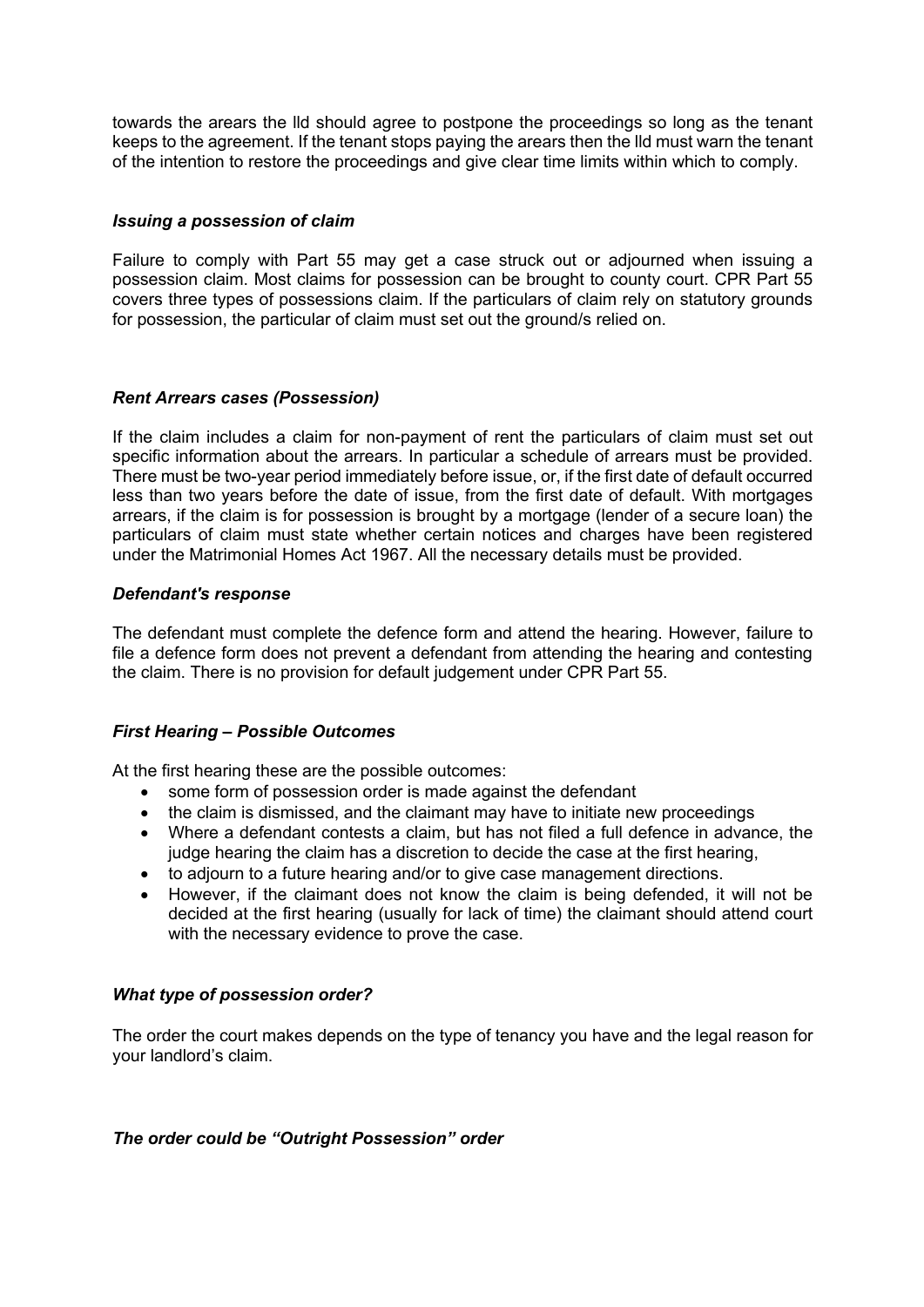towards the arears the lld should agree to postpone the proceedings so long as the tenant keeps to the agreement. If the tenant stops paying the arears then the lld must warn the tenant of the intention to restore the proceedings and give clear time limits within which to comply.

### *Issuing a possession of claim*

Failure to comply with Part 55 may get a case struck out or adjourned when issuing a possession claim. Most claims for possession can be brought to county court. CPR Part 55 covers three types of possessions claim. If the particulars of claim rely on statutory grounds for possession, the particular of claim must set out the ground/s relied on.

### *Rent Arrears cases (Possession)*

If the claim includes a claim for non-payment of rent the particulars of claim must set out specific information about the arrears. In particular a schedule of arrears must be provided. There must be two-year period immediately before issue, or, if the first date of default occurred less than two years before the date of issue, from the first date of default. With mortgages arrears, if the claim is for possession is brought by a mortgage (lender of a secure loan) the particulars of claim must state whether certain notices and charges have been registered under the Matrimonial Homes Act 1967. All the necessary details must be provided.

### *Defendant's response*

The defendant must complete the defence form and attend the hearing. However, failure to file a defence form does not prevent a defendant from attending the hearing and contesting the claim. There is no provision for default judgement under CPR Part 55.

### *First Hearing – Possible Outcomes*

At the first hearing these are the possible outcomes:

- some form of possession order is made against the defendant
- the claim is dismissed, and the claimant may have to initiate new proceedings
- Where a defendant contests a claim, but has not filed a full defence in advance, the judge hearing the claim has a discretion to decide the case at the first hearing,
- to adjourn to a future hearing and/or to give case management directions.
- However, if the claimant does not know the claim is being defended, it will not be decided at the first hearing (usually for lack of time) the claimant should attend court with the necessary evidence to prove the case.

### *What type of possession order?*

The order the court makes depends on the type of tenancy you have and the legal reason for your landlord's claim.

### *The order could be "Outright Possession" order*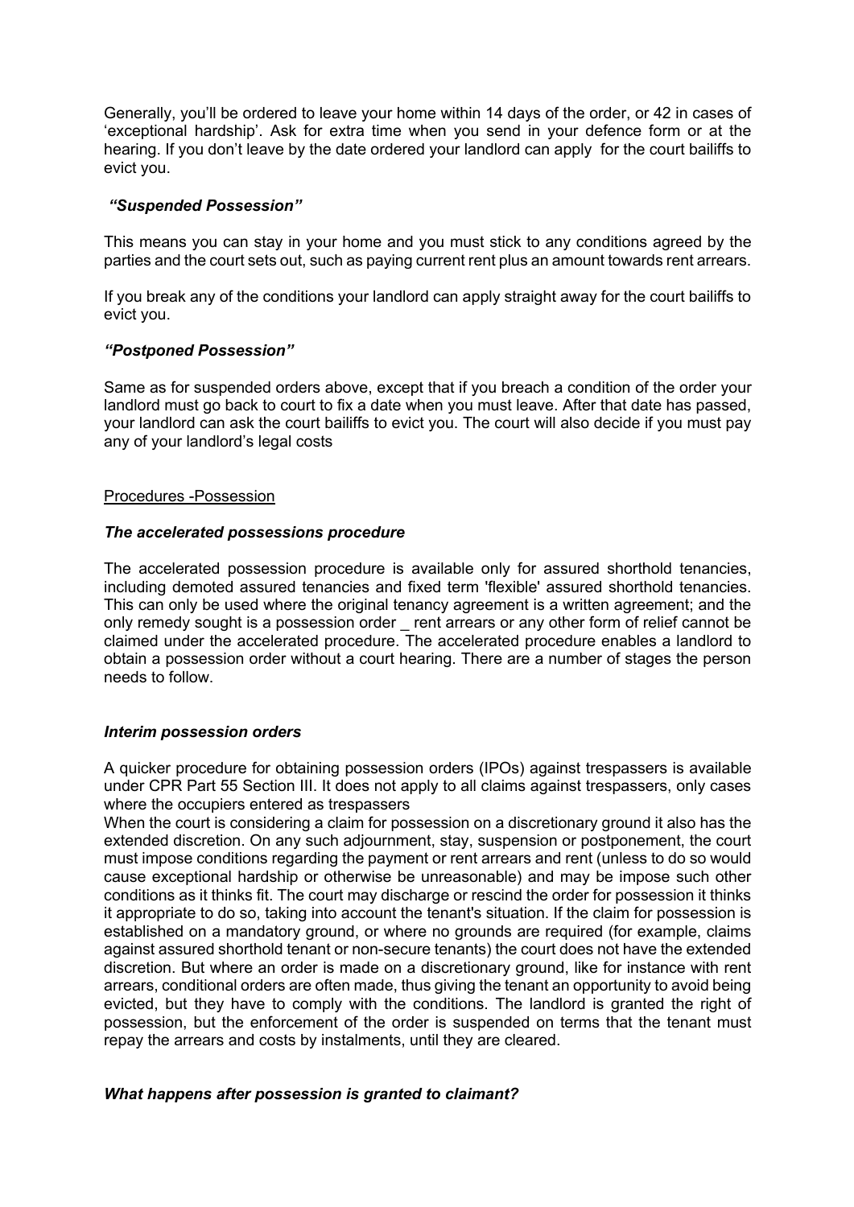Generally, you'll be ordered to leave your home within 14 days of the order, or 42 in cases of 'exceptional hardship'. Ask for extra time when you send in your defence form or at the hearing. If you don't leave by the date ordered your landlord can apply for the court bailiffs to evict you.

***"Suspended Possession"***

This means you can stay in your home and you must stick to any conditions agreed by the parties and the court sets out, such as paying current rent plus an amount towards rent arrears.

If you break any of the conditions your landlord can apply straight away for the court bailiffs to evict you.

***"Postponed Possession"***

Same as for suspended orders above, except that if you breach a condition of the order your landlord must go back to court to fix a date when you must leave. After that date has passed, your landlord can ask the court bailiffs to evict you. The court will also decide if you must pay any of your landlord's legal costs

<u>Procedures -Possession</u>

***The accelerated possessions procedure***

The accelerated possession procedure is available only for assured shorthold tenancies, including demoted assured tenancies and fixed term 'flexible' assured shorthold tenancies. This can only be used where the original tenancy agreement is a written agreement; and the only remedy sought is a possession order _ rent arrears or any other form of relief cannot be claimed under the accelerated procedure. The accelerated procedure enables a landlord to obtain a possession order without a court hearing. There are a number of stages the person needs to follow.

***Interim possession orders***

A quicker procedure for obtaining possession orders (IPOs) against trespassers is available under CPR Part 55 Section III. It does not apply to all claims against trespassers, only cases where the occupiers entered as trespassers

When the court is considering a claim for possession on a discretionary ground it also has the extended discretion. On any such adjournment, stay, suspension or postponement, the court must impose conditions regarding the payment or rent arrears and rent (unless to do so would cause exceptional hardship or otherwise be unreasonable) and may be impose such other conditions as it thinks fit. The court may discharge or rescind the order for possession it thinks it appropriate to do so, taking into account the tenant's situation. If the claim for possession is established on a mandatory ground, or where no grounds are required (for example, claims against assured shorthold tenant or non-secure tenants) the court does not have the extended discretion. But where an order is made on a discretionary ground, like for instance with rent arrears, conditional orders are often made, thus giving the tenant an opportunity to avoid being evicted, but they have to comply with the conditions. The landlord is granted the right of possession, but the enforcement of the order is suspended on terms that the tenant must repay the arrears and costs by instalments, until they are cleared.

***What happens after possession is granted to claimant?***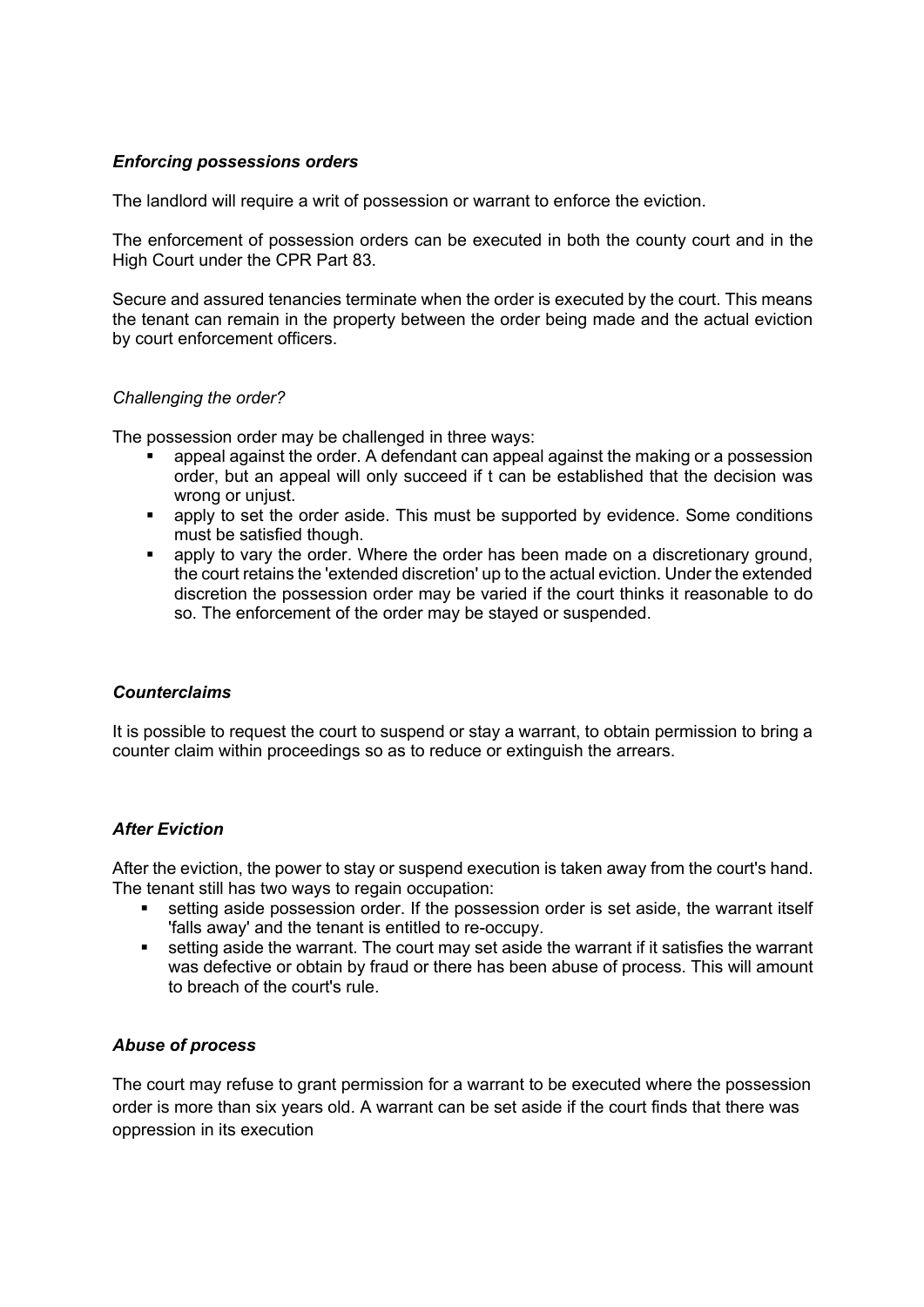### *Enforcing possessions orders*

The landlord will require a writ of possession or warrant to enforce the eviction.

The enforcement of possession orders can be executed in both the county court and in the High Court under the CPR Part 83.

Secure and assured tenancies terminate when the order is executed by the court. This means the tenant can remain in the property between the order being made and the actual eviction by court enforcement officers.

*Challenging the order?*

The possession order may be challenged in three ways:

- appeal against the order. A defendant can appeal against the making or a possession order, but an appeal will only succeed if t can be established that the decision was wrong or unjust.
- apply to set the order aside. This must be supported by evidence. Some conditions must be satisfied though.
- apply to vary the order. Where the order has been made on a discretionary ground, the court retains the 'extended discretion' up to the actual eviction. Under the extended discretion the possession order may be varied if the court thinks it reasonable to do so. The enforcement of the order may be stayed or suspended.

### *Counterclaims*

It is possible to request the court to suspend or stay a warrant, to obtain permission to bring a counter claim within proceedings so as to reduce or extinguish the arrears.

### *After Eviction*

After the eviction, the power to stay or suspend execution is taken away from the court's hand. The tenant still has two ways to regain occupation:

- setting aside possession order. If the possession order is set aside, the warrant itself 'falls away' and the tenant is entitled to re-occupy.
- setting aside the warrant. The court may set aside the warrant if it satisfies the warrant was defective or obtain by fraud or there has been abuse of process. This will amount to breach of the court's rule.

### *Abuse of process*

The court may refuse to grant permission for a warrant to be executed where the possession order is more than six years old. A warrant can be set aside if the court finds that there was oppression in its execution